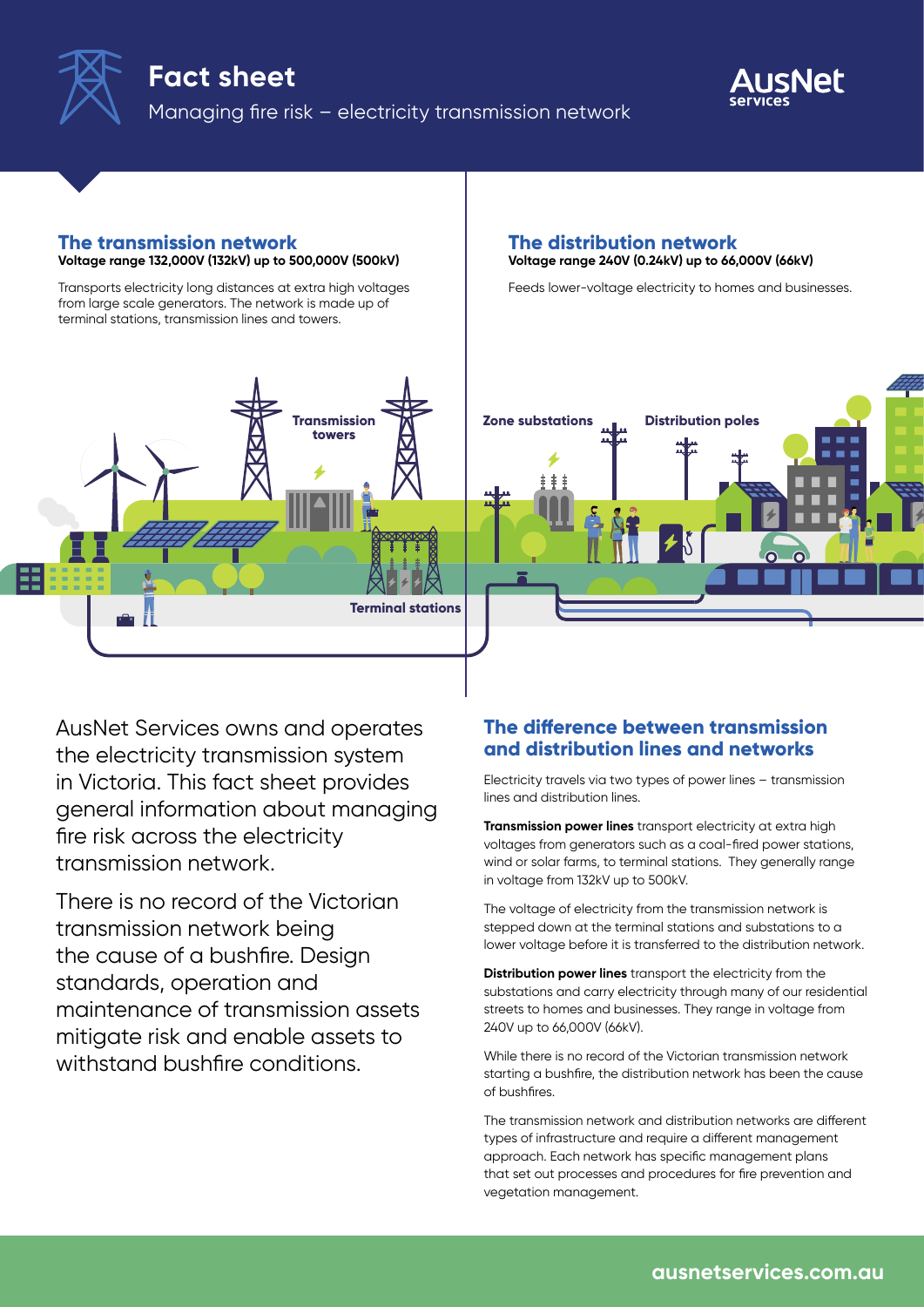# Fact sheet

Managing fire risk – electricity transmission network

## The transmission network

**Voltage range 132,000V (132kV) up to 500,000V (500kV)**

Transports electricity long distances at extra high voltages from large scale generators. The network is made up of terminal stations, transmission lines and towers.

## The distribution network

**Voltage range 240V (0.24kV) up to 66,000V (66kV)**

Feeds lower-voltage electricity to homes and businesses.

Transmission towers

Terminal stations

Zone substations

Distribution poles

AusNet Services owns and operates the electricity transmission system in Victoria. This fact sheet provides general information about managing fire risk across the electricity transmission network.

There is no record of the Victorian transmission network being the cause of a bushfire. Design standards, operation and maintenance of transmission assets mitigate risk and enable assets to withstand bushfire conditions.

## The difference between transmission and distribution lines and networks

Electricity travels via two types of power lines – transmission lines and distribution lines.

**Transmission power lines** transport electricity at extra high voltages from generators such as a coal-fired power stations, wind or solar farms, to terminal stations. They generally range in voltage from 132kV up to 500kV.

The voltage of electricity from the transmission network is stepped down at the terminal stations and substations to a lower voltage before it is transferred to the distribution network.

**Distribution power lines** transport the electricity from the substations and carry electricity through many of our residential streets to homes and businesses. They range in voltage from 240V up to 66,000V (66kV).

While there is no record of the Victorian transmission network starting a bushfire, the distribution network has been the cause of bushfires.

The transmission network and distribution networks are different types of infrastructure and require a different management approach. Each network has specific management plans that set out processes and procedures for fire prevention and vegetation management.

ausnetservices.com.au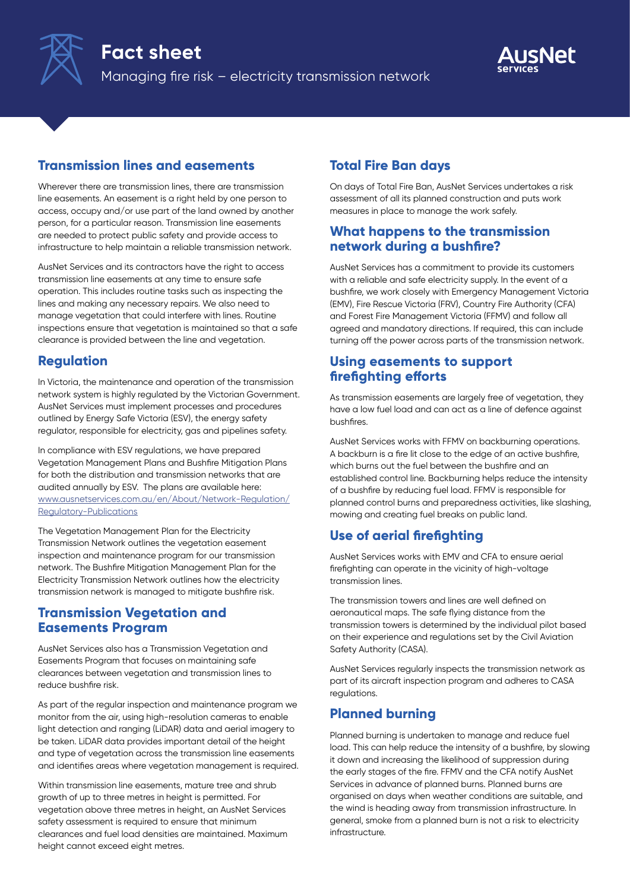# Fact sheet

Managing fire risk – electricity transmission network

## Transmission lines and easements

Wherever there are transmission lines, there are transmission line easements. An easement is a right held by one person to access, occupy and/or use part of the land owned by another person, for a particular reason. Transmission line easements are needed to protect public safety and provide access to infrastructure to help maintain a reliable transmission network.

AusNet Services and its contractors have the right to access transmission line easements at any time to ensure safe operation. This includes routine tasks such as inspecting the lines and making any necessary repairs. We also need to manage vegetation that could interfere with lines. Routine inspections ensure that vegetation is maintained so that a safe clearance is provided between the line and vegetation.

## Regulation

In Victoria, the maintenance and operation of the transmission network system is highly regulated by the Victorian Government. AusNet Services must implement processes and procedures outlined by Energy Safe Victoria (ESV), the energy safety regulator, responsible for electricity, gas and pipelines safety.

In compliance with ESV regulations, we have prepared Vegetation Management Plans and Bushfire Mitigation Plans for both the distribution and transmission networks that are audited annually by ESV. The plans are available here: www.ausnetservices.com.au/en/About/Network-Regulation/Regulatory-Publications

The Vegetation Management Plan for the Electricity Transmission Network outlines the vegetation easement inspection and maintenance program for our transmission network. The Bushfire Mitigation Management Plan for the Electricity Transmission Network outlines how the electricity transmission network is managed to mitigate bushfire risk.

## Transmission Vegetation and Easements Program

AusNet Services also has a Transmission Vegetation and Easements Program that focuses on maintaining safe clearances between vegetation and transmission lines to reduce bushfire risk.

As part of the regular inspection and maintenance program we monitor from the air, using high-resolution cameras to enable light detection and ranging (LiDAR) data and aerial imagery to be taken. LiDAR data provides important detail of the height and type of vegetation across the transmission line easements and identifies areas where vegetation management is required.

Within transmission line easements, mature tree and shrub growth of up to three metres in height is permitted. For vegetation above three metres in height, an AusNet Services safety assessment is required to ensure that minimum clearances and fuel load densities are maintained. Maximum height cannot exceed eight metres.

## Total Fire Ban days

On days of Total Fire Ban, AusNet Services undertakes a risk assessment of all its planned construction and puts work measures in place to manage the work safely.

## What happens to the transmission network during a bushfire?

AusNet Services has a commitment to provide its customers with a reliable and safe electricity supply. In the event of a bushfire, we work closely with Emergency Management Victoria (EMV), Fire Rescue Victoria (FRV), Country Fire Authority (CFA) and Forest Fire Management Victoria (FFMV) and follow all agreed and mandatory directions. If required, this can include turning off the power across parts of the transmission network.

## Using easements to support firefighting efforts

As transmission easements are largely free of vegetation, they have a low fuel load and can act as a line of defence against bushfires.

AusNet Services works with FFMV on backburning operations. A backburn is a fire lit close to the edge of an active bushfire, which burns out the fuel between the bushfire and an established control line. Backburning helps reduce the intensity of a bushfire by reducing fuel load. FFMV is responsible for planned control burns and preparedness activities, like slashing, mowing and creating fuel breaks on public land.

## Use of aerial firefighting

AusNet Services works with EMV and CFA to ensure aerial firefighting can operate in the vicinity of high-voltage transmission lines.

The transmission towers and lines are well defined on aeronautical maps. The safe flying distance from the transmission towers is determined by the individual pilot based on their experience and regulations set by the Civil Aviation Safety Authority (CASA).

AusNet Services regularly inspects the transmission network as part of its aircraft inspection program and adheres to CASA regulations.

## Planned burning

Planned burning is undertaken to manage and reduce fuel load. This can help reduce the intensity of a bushfire, by slowing it down and increasing the likelihood of suppression during the early stages of the fire. FFMV and the CFA notify AusNet Services in advance of planned burns. Planned burns are organised on days when weather conditions are suitable, and the wind is heading away from transmission infrastructure. In general, smoke from a planned burn is not a risk to electricity infrastructure.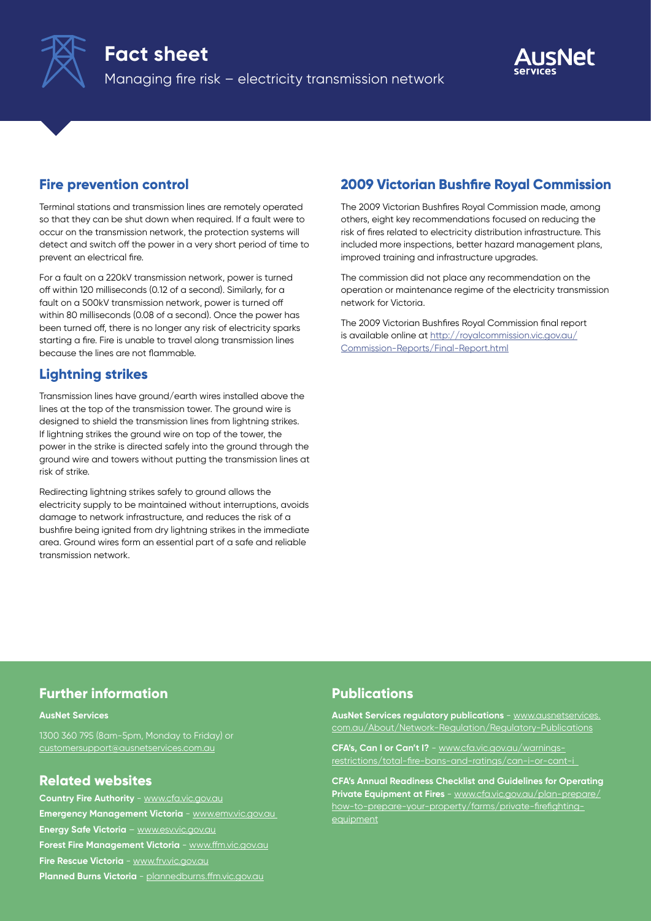# Fact sheet

Managing fire risk – electricity transmission network

AusNet services

## Fire prevention control

Terminal stations and transmission lines are remotely operated so that they can be shut down when required. If a fault were to occur on the transmission network, the protection systems will detect and switch off the power in a very short period of time to prevent an electrical fire.

For a fault on a 220kV transmission network, power is turned off within 120 milliseconds (0.12 of a second). Similarly, for a fault on a 500kV transmission network, power is turned off within 80 milliseconds (0.08 of a second). Once the power has been turned off, there is no longer any risk of electricity sparks starting a fire. Fire is unable to travel along transmission lines because the lines are not flammable.

## Lightning strikes

Transmission lines have ground/earth wires installed above the lines at the top of the transmission tower. The ground wire is designed to shield the transmission lines from lightning strikes. If lightning strikes the ground wire on top of the tower, the power in the strike is directed safely into the ground through the ground wire and towers without putting the transmission lines at risk of strike.

Redirecting lightning strikes safely to ground allows the electricity supply to be maintained without interruptions, avoids damage to network infrastructure, and reduces the risk of a bushfire being ignited from dry lightning strikes in the immediate area. Ground wires form an essential part of a safe and reliable transmission network.

## 2009 Victorian Bushfire Royal Commission

The 2009 Victorian Bushfires Royal Commission made, among others, eight key recommendations focused on reducing the risk of fires related to electricity distribution infrastructure. This included more inspections, better hazard management plans, improved training and infrastructure upgrades.

The commission did not place any recommendation on the operation or maintenance regime of the electricity transmission network for Victoria.

The 2009 Victorian Bushfires Royal Commission final report is available online at http://royalcommission.vic.gov.au/Commission-Reports/Final-Report.html

## Further information

**AusNet Services**

1300 360 795 (8am-5pm, Monday to Friday) or customersupport@ausnetservices.com.au

## Related websites

**Country Fire Authority** - www.cfa.vic.gov.au
**Emergency Management Victoria** - www.emv.vic.gov.au
**Energy Safe Victoria** – www.esv.vic.gov.au
**Forest Fire Management Victoria** - www.ffm.vic.gov.au
**Fire Rescue Victoria** - www.frv.vic.gov.au
**Planned Burns Victoria** - plannedburns.ffm.vic.gov.au

## Publications

**AusNet Services regulatory publications** - www.ausnetservices.com.au/About/Network-Regulation/Regulatory-Publications

**CFA's, Can I or Can't I?** - www.cfa.vic.gov.au/warnings-restrictions/total-fire-bans-and-ratings/can-i-or-cant-i

**CFA's Annual Readiness Checklist and Guidelines for Operating Private Equipment at Fires** - www.cfa.vic.gov.au/plan-prepare/how-to-prepare-your-property/farms/private-firefighting-equipment